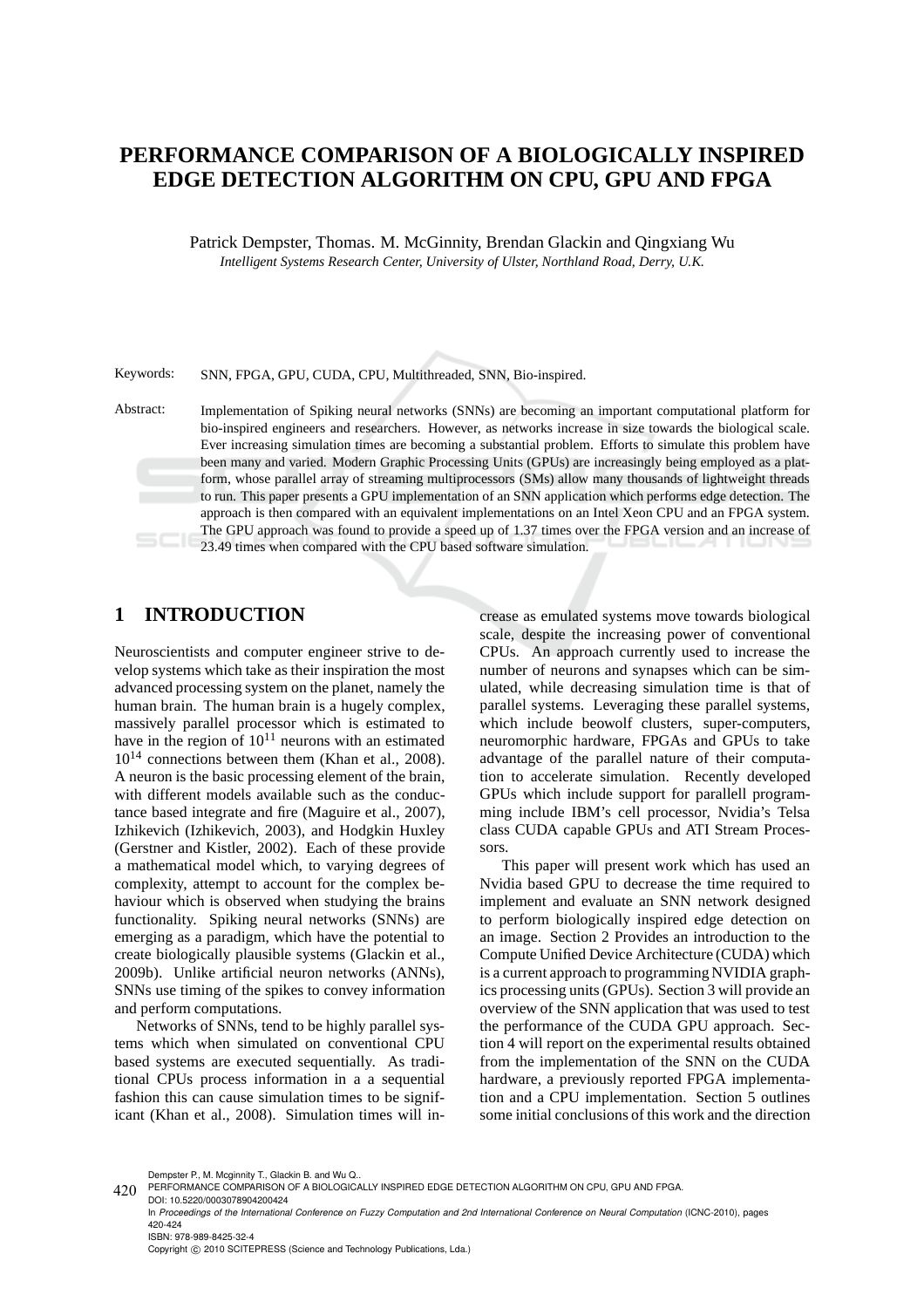# PERFORMANCE COMPARISON OF A BIOLOGICALLY INSPIRED EDGE DETECTION ALGORITHM ON CPU, GPU AND FPGA

Patrick Dempster, Thomas. M. McGinnity, Brendan Glackin and Qingxiang Wu

*Intelligent Systems Research Center, University of Ulster, Northland Road, Derry, U.K.*

Keywords: SNN, FPGA, GPU, CUDA, CPU, Multithreaded, SNN, Bio-inspired.

Abstract: Implementation of Spiking neural networks (SNNs) are becoming an important computational platform for bio-inspired engineers and researchers. However, as networks increase in size towards the biological scale. Ever increasing simulation times are becoming a substantial problem. Efforts to simulate this problem have been many and varied. Modern Graphic Processing Units (GPUs) are increasingly being employed as a platform, whose parallel array of streaming multiprocessors (SMs) allow many thousands of lightweight threads to run. This paper presents a GPU implementation of an SNN application which performs edge detection. The approach is then compared with an equivalent implementations on an Intel Xeon CPU and an FPGA system. The GPU approach was found to provide a speed up of 1.37 times over the FPGA version and an increase of 23.49 times when compared with the CPU based software simulation.

## 1 INTRODUCTION

Neuroscientists and computer engineer strive to develop systems which take as their inspiration the most advanced processing system on the planet, namely the human brain. The human brain is a hugely complex, massively parallel processor which is estimated to have in the region of $10^{11}$ neurons with an estimated $10^{14}$ connections between them (Khan et al., 2008). A neuron is the basic processing element of the brain, with different models available such as the conductance based integrate and fire (Maguire et al., 2007), Izhikevich (Izhikevich, 2003), and Hodgkin Huxley (Gerstner and Kistler, 2002). Each of these provide a mathematical model which, to varying degrees of complexity, attempt to account for the complex behaviour which is observed when studying the brains functionality. Spiking neural networks (SNNs) are emerging as a paradigm, which have the potential to create biologically plausible systems (Glackin et al., 2009b). Unlike artificial neuron networks (ANNs), SNNs use timing of the spikes to convey information and perform computations.

Networks of SNNs, tend to be highly parallel systems which when simulated on conventional CPU based systems are executed sequentially. As traditional CPUs process information in a sequential fashion this can cause simulation times to be significant (Khan et al., 2008). Simulation times will increase as emulated systems move towards biological scale, despite the increasing power of conventional CPUs. An approach currently used to increase the number of neurons and synapses which can be simulated, while decreasing simulation time is that of parallel systems. Leveraging these parallel systems, which include beowolf clusters, super-computers, neuromorphic hardware, FPGAs and GPUs to take advantage of the parallel nature of their computation to accelerate simulation. Recently developed GPUs which include support for parallell programming include IBM's cell processor, Nvidia's Telsa class CUDA capable GPUs and ATI Stream Processors.

This paper will present work which has used an Nvidia based GPU to decrease the time required to implement and evaluate an SNN network designed to perform biologically inspired edge detection on an image. Section 2 Provides an introduction to the Compute Unified Device Architecture (CUDA) which is a current approach to programming NVIDIA graphics processing units (GPUs). Section 3 will provide an overview of the SNN application that was used to test the performance of the CUDA GPU approach. Section 4 will report on the experimental results obtained from the implementation of the SNN on the CUDA hardware, a previously reported FPGA implementation and a CPU implementation. Section 5 outlines some initial conclusions of this work and the direction

Dempster P., M. Mcginnity T., Glackin B. and Wu Q..
PERFORMANCE COMPARISON OF A BIOLOGICALLY INSPIRED EDGE DETECTION ALGORITHM ON CPU, GPU AND FPGA.
DOI: 10.5220/0003078904200424
In *Proceedings of the International Conference on Fuzzy Computation and 2nd International Conference on Neural Computation* (ICNC-2010), pages 420-424
ISBN: 978-989-8425-32-4
Copyright © 2010 SCITEPRESS (Science and Technology Publications, Lda.)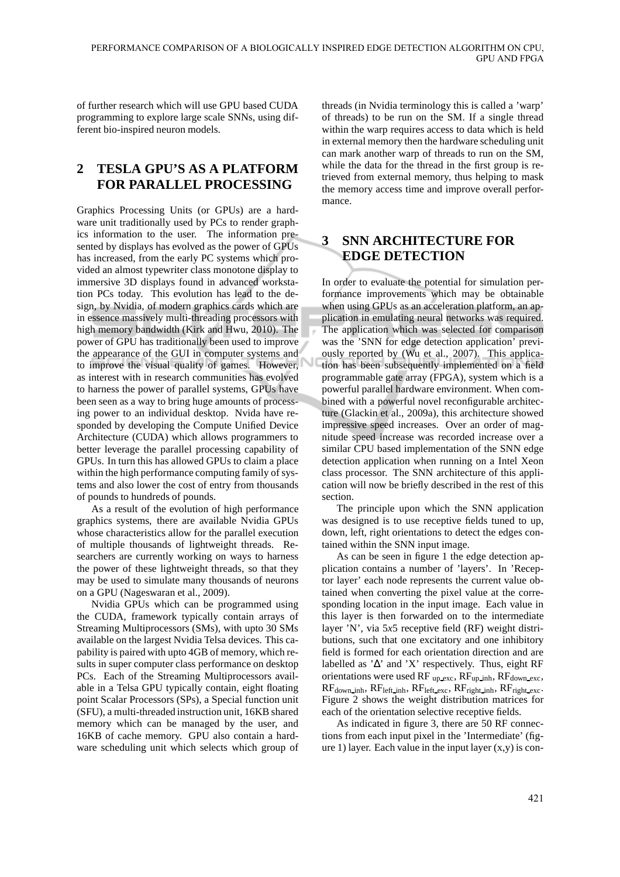of further research which will use GPU based CUDA programming to explore large scale SNNs, using different bio-inspired neuron models.

## 2 TESLA GPU'S AS A PLATFORM FOR PARALLEL PROCESSING

Graphics Processing Units (or GPUs) are a hardware unit traditionally used by PCs to render graphics information to the user. The information presented by displays has evolved as the power of GPUs has increased, from the early PC systems which provided an almost typewriter class monotone display to immersive 3D displays found in advanced workstation PCs today. This evolution has lead to the design, by Nvidia, of modern graphics cards which are in essence massively multi-threading processors with high memory bandwidth (Kirk and Hwu, 2010). The power of GPU has traditionally been used to improve the appearance of the GUI in computer systems and to improve the visual quality of games. However, as interest with in research communities has evolved to harness the power of parallel systems, GPUs have been seen as a way to bring huge amounts of processing power to an individual desktop. Nvida have responded by developing the Compute Unified Device Architecture (CUDA) which allows programmers to better leverage the parallel processing capability of GPUs. In turn this has allowed GPUs to claim a place within the high performance computing family of systems and also lower the cost of entry from thousands of pounds to hundreds of pounds.

As a result of the evolution of high performance graphics systems, there are available Nvidia GPUs whose characteristics allow for the parallel execution of multiple thousands of lightweight threads. Researchers are currently working on ways to harness the power of these lightweight threads, so that they may be used to simulate many thousands of neurons on a GPU (Nageswaran et al., 2009).

Nvidia GPUs which can be programmed using the CUDA, framework typically contain arrays of Streaming Multiprocessors (SMs), with upto 30 SMs available on the largest Nvidia Telsa devices. This capability is paired with upto 4GB of memory, which results in super computer class performance on desktop PCs. Each of the Streaming Multiprocessors available in a Telsa GPU typically contain, eight floating point Scalar Processors (SPs), a Special function unit (SFU), a multi-threaded instruction unit, 16KB shared memory which can be managed by the user, and 16KB of cache memory. GPU also contain a hardware scheduling unit which selects which group of threads (in Nvidia terminology this is called a 'warp' of threads) to be run on the SM. If a single thread within the warp requires access to data which is held in external memory then the hardware scheduling unit can mark another warp of threads to run on the SM, while the data for the thread in the first group is retrieved from external memory, thus helping to mask the memory access time and improve overall performance.

## 3 SNN ARCHITECTURE FOR EDGE DETECTION

In order to evaluate the potential for simulation performance improvements which may be obtainable when using GPUs as an acceleration platform, an application in emulating neural networks was required. The application which was selected for comparison was the 'SNN for edge detection application' previously reported by (Wu et al., 2007). This application has been subsequently implemented on a field programmable gate array (FPGA), system which is a powerful parallel hardware environment. When combined with a powerful novel reconfigurable architecture (Glackin et al., 2009a), this architecture showed impressive speed increases. Over an order of magnitude speed increase was recorded increase over a similar CPU based implementation of the SNN edge detection application when running on a Intel Xeon class processor. The SNN architecture of this application will now be briefly described in the rest of this section.

The principle upon which the SNN application was designed is to use receptive fields tuned to up, down, left, right orientations to detect the edges contained within the SNN input image.

As can be seen in figure 1 the edge detection application contains a number of 'layers'. In 'Receptor layer' each node represents the current value obtained when converting the pixel value at the corresponding location in the input image. Each value in this layer is then forwarded on to the intermediate layer 'N', via 5*x*5 receptive field (RF) weight distributions, such that one excitatory and one inhibitory field is formed for each orientation direction and are labelled as '$\Delta$' and 'X' respectively. Thus, eight RF orientations were used $RF_{up\_exc}$, $RF_{up\_inh}$, $RF_{down\_exc}$, $RF_{down\_inh}$, $RF_{left\_inh}$, $RF_{left\_exc}$, $RF_{right\_inh}$, $RF_{right\_exc}$. Figure 2 shows the weight distribution matrices for each of the orientation selective receptive fields.

As indicated in figure 3, there are 50 RF connections from each input pixel in the 'Intermediate' (figure 1) layer. Each value in the input layer (x,y) is con-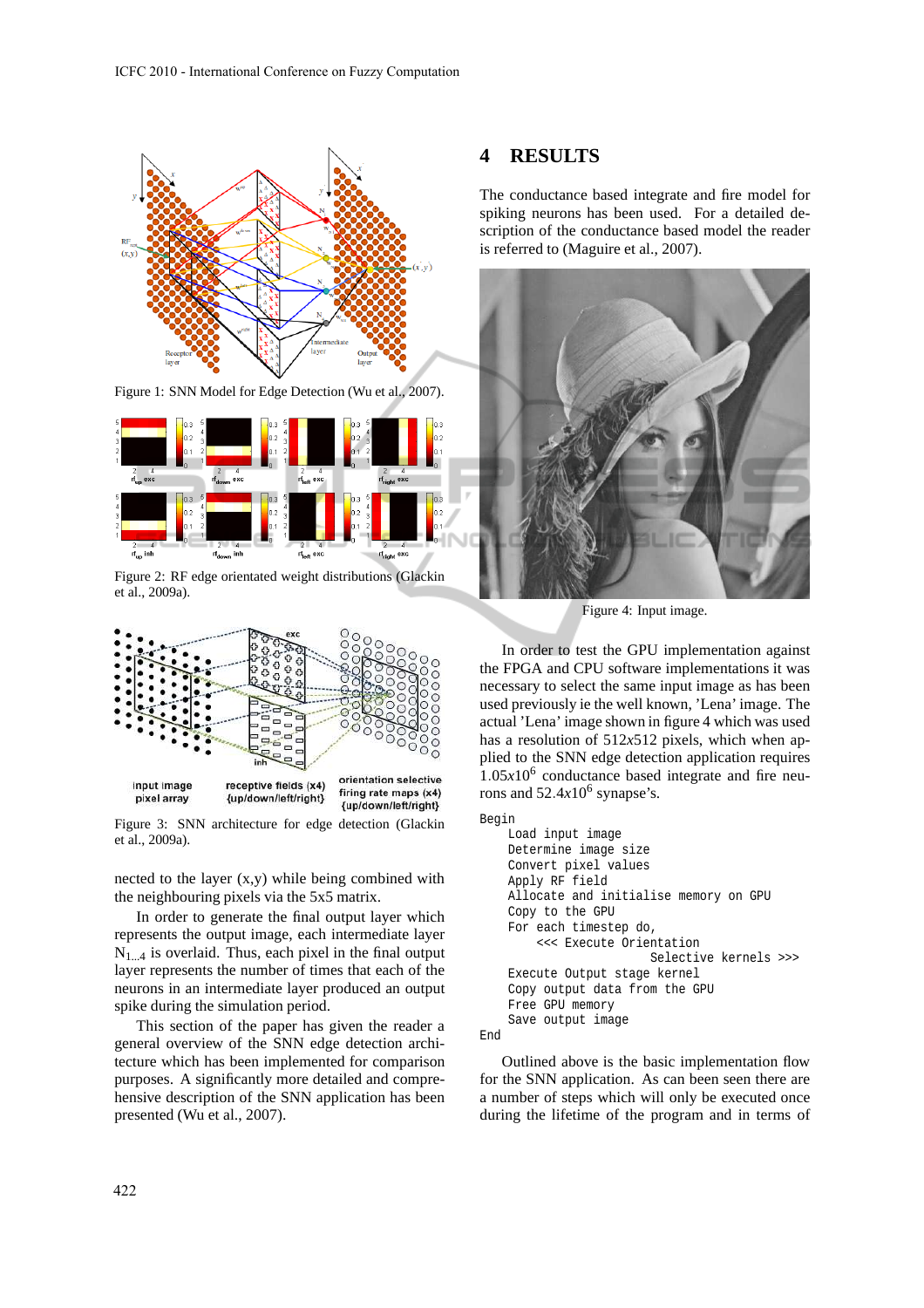Figure 1: SNN Model for Edge Detection (Wu et al., 2007).

Figure 2: RF edge orientated weight distributions (Glackin et al., 2009a).

Figure 3: SNN architecture for edge detection (Glackin et al., 2009a).

nected to the layer (x,y) while being combined with the neighbouring pixels via the 5x5 matrix.

In order to generate the final output layer which represents the output image, each intermediate layer $N_{1...4}$ is overlaid. Thus, each pixel in the final output layer represents the number of times that each of the neurons in an intermediate layer produced an output spike during the simulation period.

This section of the paper has given the reader a general overview of the SNN edge detection architecture which has been implemented for comparison purposes. A significantly more detailed and comprehensive description of the SNN application has been presented (Wu et al., 2007).

## 4 RESULTS

The conductance based integrate and fire model for spiking neurons has been used. For a detailed description of the conductance based model the reader is referred to (Maguire et al., 2007).

Figure 4: Input image.

In order to test the GPU implementation against the FPGA and CPU software implementations it was necessary to select the same input image as has been used previously ie the well known, 'Lena' image. The actual 'Lena' image shown in figure 4 which was used has a resolution of 512x512 pixels, which when applied to the SNN edge detection application requires $1.05x10^6$ conductance based integrate and fire neurons and $52.4x10^6$ synapse's.

```
Begin
    Load input image
    Determine image size
    Convert pixel values
    Apply RF field
    Allocate and initialise memory on GPU
    Copy to the GPU
    For each timestep do,
        <<< Execute Orientation
                        Selective kernels >>>
    Execute Output stage kernel
    Copy output data from the GPU
    Free GPU memory
    Save output image
End
```

Outlined above is the basic implementation flow for the SNN application. As can been seen there are a number of steps which will only be executed once during the lifetime of the program and in terms of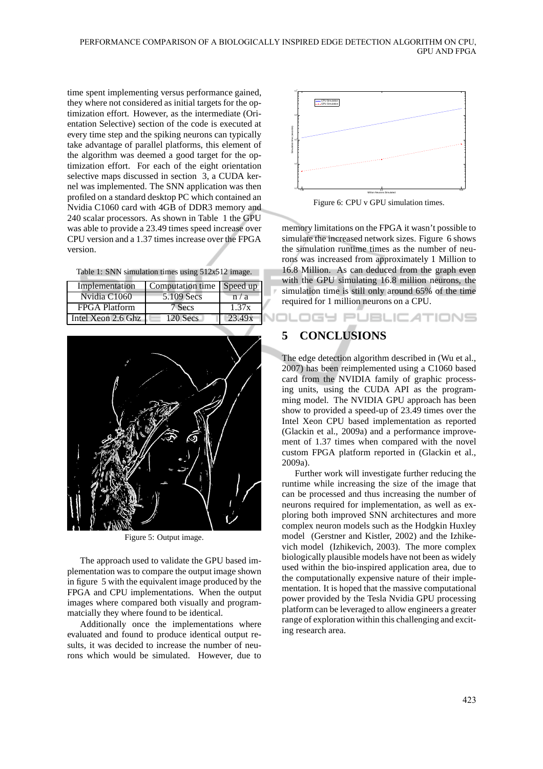time spent implementing versus performance gained, they where not considered as initial targets for the optimization effort. However, as the intermediate (Orientation Selective) section of the code is executed at every time step and the spiking neurons can typically take advantage of parallel platforms, this element of the algorithm was deemed a good target for the optimization effort. For each of the eight orientation selective maps discussed in section 3, a CUDA kernel was implemented. The SNN application was then profiled on a standard desktop PC which contained an Nvidia C1060 card with 4GB of DDR3 memory and 240 scalar processors. As shown in Table 1 the GPU was able to provide a 23.49 times speed increase over CPU version and a 1.37 times increase over the FPGA version.

Table 1: SNN simulation times using 512x512 image.

| Implementation | Computation time | Speed up |
|---|---|---|
| Nvidia C1060 | 5.109 Secs | n / a |
| FPGA Platform | 7 Secs | 1.37x |
| Intel Xeon 2.6 Ghz | 120 Secs | 23.49x |

Figure 5: Output image.

The approach used to validate the GPU based implementation was to compare the output image shown in figure 5 with the equivalent image produced by the FPGA and CPU implementations. When the output images where compared both visually and programmatcially they where found to be identical.

Additionally once the implementations where evaluated and found to produce identical output results, it was decided to increase the number of neurons which would be simulated. However, due to memory limitations on the FPGA it wasn't possible to simulate the increased network sizes. Figure 6 shows the simulation runtime times as the number of neurons was increased from approximately 1 Million to 16.8 Million. As can deduced from the graph even with the GPU simulating 16.8 million neurons, the simulation time is still only around 65% of the time required for 1 million neurons on a CPU.

Figure 6: CPU v GPU simulation times.

## 5 CONCLUSIONS

The edge detection algorithm described in (Wu et al., 2007) has been reimplemented using a C1060 based card from the NVIDIA family of graphic processing units, using the CUDA API as the programming model. The NVIDIA GPU approach has been show to provided a speed-up of 23.49 times over the Intel Xeon CPU based implementation as reported (Glackin et al., 2009a) and a performance improvement of 1.37 times when compared with the novel custom FPGA platform reported in (Glackin et al., 2009a).

Further work will investigate further reducing the runtime while increasing the size of the image that can be processed and thus increasing the number of neurons required for implementation, as well as exploring both improved SNN architectures and more complex neuron models such as the Hodgkin Huxley model (Gerstner and Kistler, 2002) and the Izhikevich model (Izhikevich, 2003). The more complex biologically plausible models have not been as widely used within the bio-inspired application area, due to the computationally expensive nature of their implementation. It is hoped that the massive computational power provided by the Tesla Nvidia GPU processing platform can be leveraged to allow engineers a greater range of exploration within this challenging and exciting research area.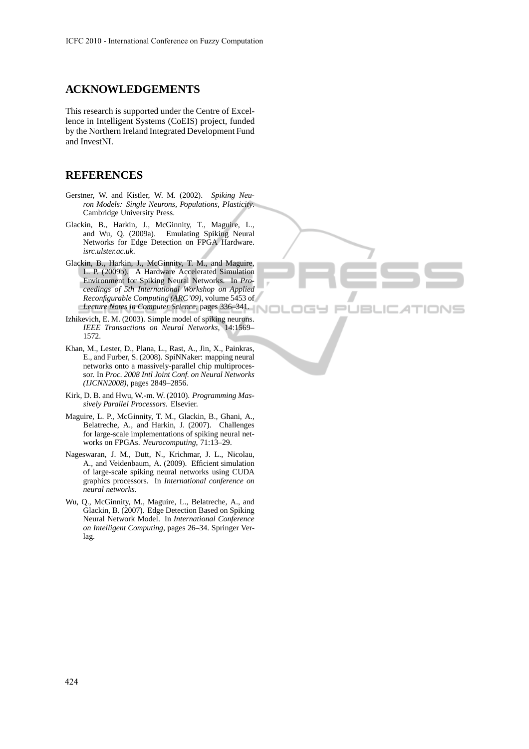## ACKNOWLEDGEMENTS

This research is supported under the Centre of Excellence in Intelligent Systems (CoEIS) project, funded by the Northern Ireland Integrated Development Fund and InvestNI.

## REFERENCES

Gerstner, W. and Kistler, W. M. (2002). *Spiking Neuron Models: Single Neurons, Populations, Plasticity*. Cambridge University Press.

Glackin, B., Harkin, J., McGinnity, T., Maguire, L., and Wu, Q. (2009a). Emulating Spiking Neural Networks for Edge Detection on FPGA Hardware. *isrc.ulster.ac.uk*.

Glackin, B., Harkin, J., McGinnity, T. M., and Maguire, L. P. (2009b). A Hardware Accelerated Simulation Environment for Spiking Neural Networks. In *Proceedings of 5th International Workshop on Applied Reconfigurable Computing (ARC'09)*, volume 5453 of *Lecture Notes in Computer Science*, pages 336–341.

Izhikevich, E. M. (2003). Simple model of spiking neurons. *IEEE Transactions on Neural Networks*, 14:1569–1572.

Khan, M., Lester, D., Plana, L., Rast, A., Jin, X., Painkras, E., and Furber, S. (2008). SpiNNaker: mapping neural networks onto a massively-parallel chip multiprocessor. In *Proc. 2008 Intl Joint Conf. on Neural Networks (IJCNN2008)*, pages 2849–2856.

Kirk, D. B. and Hwu, W.-m. W. (2010). *Programming Massively Parallel Processors*. Elsevier.

Maguire, L. P., McGinnity, T. M., Glackin, B., Ghani, A., Belatreche, A., and Harkin, J. (2007). Challenges for large-scale implementations of spiking neural networks on FPGAs. *Neurocomputing*, 71:13–29.

Nageswaran, J. M., Dutt, N., Krichmar, J. L., Nicolau, A., and Veidenbaum, A. (2009). Efficient simulation of large-scale spiking neural networks using CUDA graphics processors. In *International conference on neural networks*.

Wu, Q., McGinnity, M., Maguire, L., Belatreche, A., and Glackin, B. (2007). Edge Detection Based on Spiking Neural Network Model. In *International Conference on Intelligent Computing*, pages 26–34. Springer Verlag.